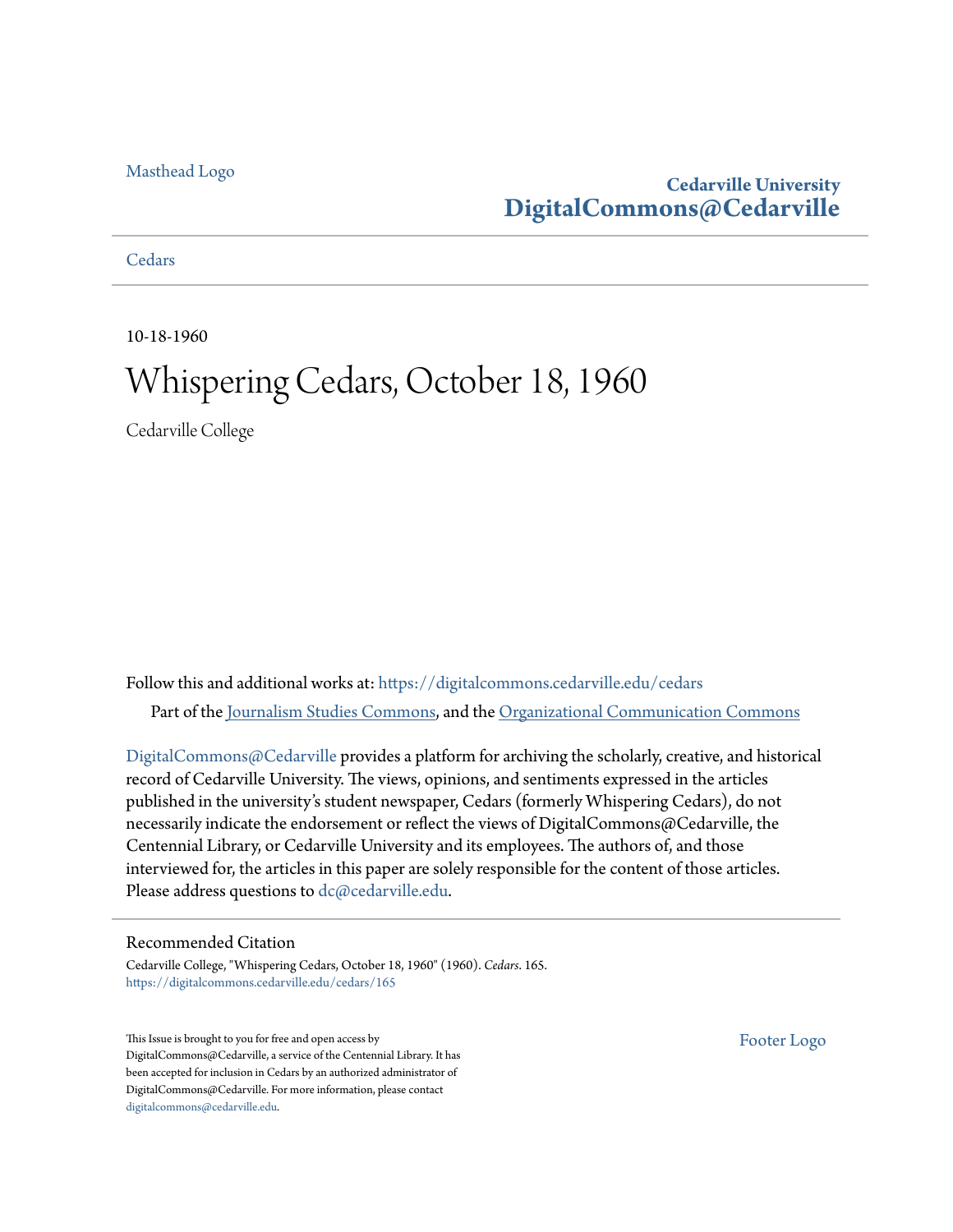Masthead Logo

**Cedarville University**
**DigitalCommons@Cedarville**

Cedars

10-18-1960

# Whispering Cedars, October 18, 1960

Cedarville College

Follow this and additional works at: https://digitalcommons.cedarville.edu/cedars

Part of the Journalism Studies Commons, and the Organizational Communication Commons

DigitalCommons@Cedarville provides a platform for archiving the scholarly, creative, and historical record of Cedarville University. The views, opinions, and sentiments expressed in the articles published in the university's student newspaper, Cedars (formerly Whispering Cedars), do not necessarily indicate the endorsement or reflect the views of DigitalCommons@Cedarville, the Centennial Library, or Cedarville University and its employees. The authors of, and those interviewed for, the articles in this paper are solely responsible for the content of those articles. Please address questions to dc@cedarville.edu.

## Recommended Citation

Cedarville College, "Whispering Cedars, October 18, 1960" (1960). *Cedars*. 165.
https://digitalcommons.cedarville.edu/cedars/165

This Issue is brought to you for free and open access by DigitalCommons@Cedarville, a service of the Centennial Library. It has been accepted for inclusion in Cedars by an authorized administrator of DigitalCommons@Cedarville. For more information, please contact digitalcommons@cedarville.edu.

Footer Logo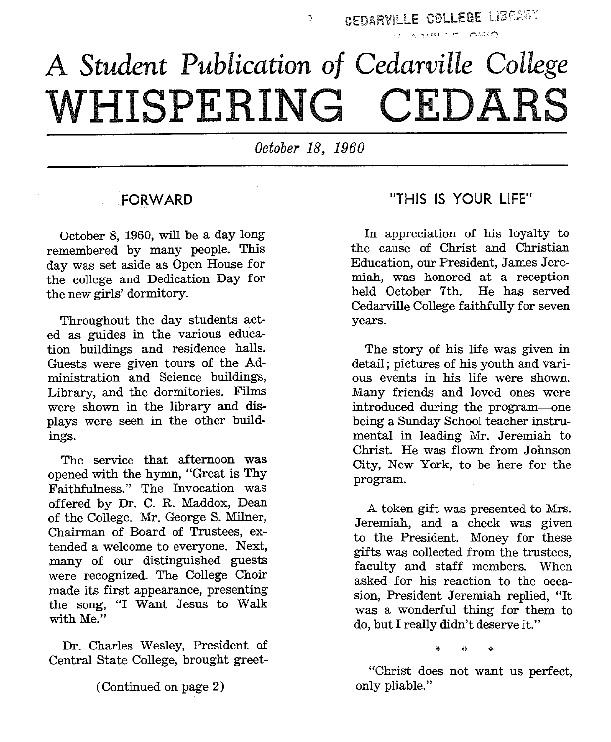CEDARVILLE COLLEGE LIBRARY

# A Student Publication of Cedarville College
# WHISPERING CEDARS

*October 18, 1960*

## FORWARD

October 8, 1960, will be a day long remembered by many people. This day was set aside as Open House for the college and Dedication Day for the new girls' dormitory.

Throughout the day students acted as guides in the various education buildings and residence halls. Guests were given tours of the Administration and Science buildings, Library, and the dormitories. Films were shown in the library and displays were seen in the other buildings.

The service that afternoon was opened with the hymn, "Great is Thy Faithfulness." The Invocation was offered by Dr. C. R. Maddox, Dean of the College. Mr. George S. Milner, Chairman of Board of Trustees, extended a welcome to everyone. Next, many of our distinguished guests were recognized. The College Choir made its first appearance, presenting the song, "I Want Jesus to Walk with Me."

Dr. Charles Wesley, President of Central State College, brought greet-

(Continued on page 2)

## "THIS IS YOUR LIFE"

In appreciation of his loyalty to the cause of Christ and Christian Education, our President, James Jeremiah, was honored at a reception held October 7th. He has served Cedarville College faithfully for seven years.

The story of his life was given in detail; pictures of his youth and various events in his life were shown. Many friends and loved ones were introduced during the program—one being a Sunday School teacher instrumental in leading Mr. Jeremiah to Christ. He was flown from Johnson City, New York, to be here for the program.

A token gift was presented to Mrs. Jeremiah, and a check was given to the President. Money for these gifts was collected from the trustees, faculty and staff members. When asked for his reaction to the occasion, President Jeremiah replied, "It was a wonderful thing for them to do, but I really didn't deserve it."

\* \* \*

"Christ does not want us perfect, only pliable."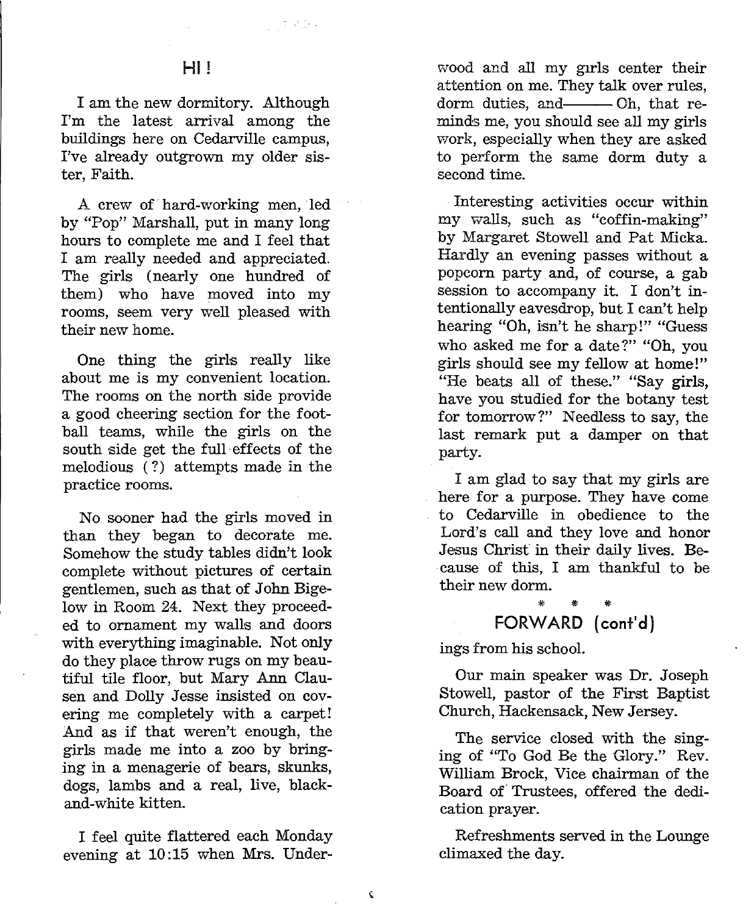## HI!

I am the new dormitory. Although I'm the latest arrival among the buildings here on Cedarville campus, I've already outgrown my older sister, Faith.

A crew of hard-working men, led by "Pop" Marshall, put in many long hours to complete me and I feel that I am really needed and appreciated. The girls (nearly one hundred of them) who have moved into my rooms, seem very well pleased with their new home.

One thing the girls really like about me is my convenient location. The rooms on the north side provide a good cheering section for the football teams, while the girls on the south side get the full effects of the melodious (?) attempts made in the practice rooms.

No sooner had the girls moved in than they began to decorate me. Somehow the study tables didn't look complete without pictures of certain gentlemen, such as that of John Bigelow in Room 24. Next they proceeded to ornament my walls and doors with everything imaginable. Not only do they place throw rugs on my beautiful tile floor, but Mary Ann Clausen and Dolly Jesse insisted on covering me completely with a carpet! And as if that weren't enough, the girls made me into a zoo by bringing in a menagerie of bears, skunks, dogs, lambs and a real, live, black-and-white kitten.

I feel quite flattered each Monday evening at 10:15 when Mrs. Underwood and all my girls center their attention on me. They talk over rules, dorm duties, and——— Oh, that reminds me, you should see all my girls work, especially when they are asked to perform the same dorm duty a second time.

Interesting activities occur within my walls, such as "coffin-making" by Margaret Stowell and Pat Micka. Hardly an evening passes without a popcorn party and, of course, a gab session to accompany it. I don't intentionally eavesdrop, but I can't help hearing "Oh, isn't he sharp!" "Guess who asked me for a date?" "Oh, you girls should see my fellow at home!" "He beats all of these." "Say girls, have you studied for the botany test for tomorrow?" Needless to say, the last remark put a damper on that party.

I am glad to say that my girls are here for a purpose. They have come to Cedarville in obedience to the Lord's call and they love and honor Jesus Christ in their daily lives. Because of this, I am thankful to be their new dorm.

\* \* \*

## FORWARD (cont'd)

ings from his school.

Our main speaker was Dr. Joseph Stowell, pastor of the First Baptist Church, Hackensack, New Jersey.

The service closed with the singing of "To God Be the Glory." Rev. William Brock, Vice chairman of the Board of Trustees, offered the dedication prayer.

Refreshments served in the Lounge climaxed the day.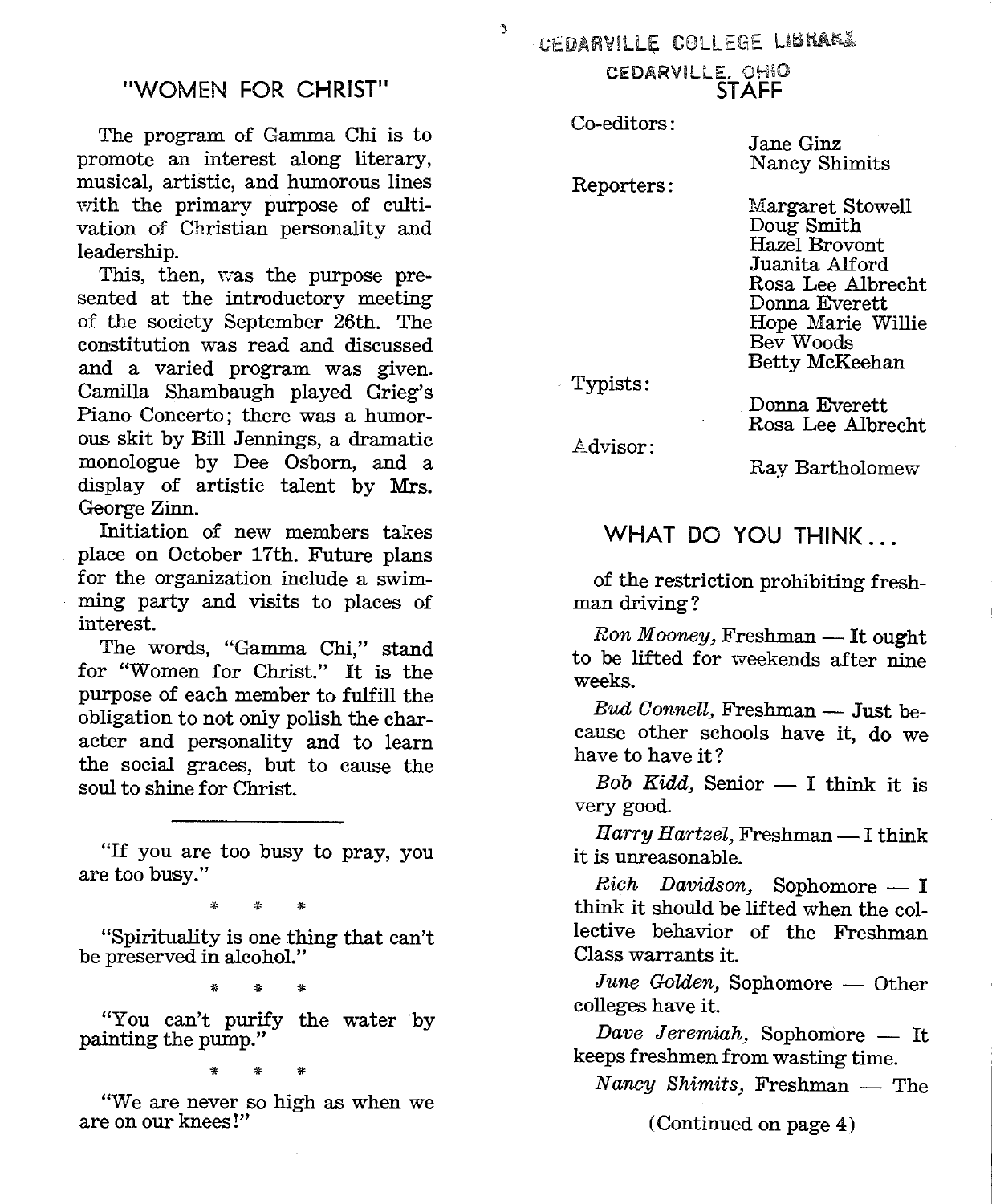## "WOMEN FOR CHRIST"

The program of Gamma Chi is to promote an interest along literary, musical, artistic, and humorous lines with the primary purpose of cultivation of Christian personality and leadership.

This, then, was the purpose presented at the introductory meeting of the society September 26th. The constitution was read and discussed and a varied program was given. Camilla Shambaugh played Grieg's Piano Concerto; there was a humorous skit by Bill Jennings, a dramatic monologue by Dee Osborn, and a display of artistic talent by Mrs. George Zinn.

Initiation of new members takes place on October 17th. Future plans for the organization include a swimming party and visits to places of interest.

The words, "Gamma Chi," stand for "Women for Christ." It is the purpose of each member to fulfill the obligation to not only polish the character and personality and to learn the social graces, but to cause the soul to shine for Christ.

---

"If you are too busy to pray, you are too busy."

\* \* \*

"Spirituality is one thing that can't be preserved in alcohol."

\* \* \*

"You can't purify the water by painting the pump."

\* \* \*

"We are never so high as when we are on our knees!"

CEDARVILLE COLLEGE LIBRARY
CEDARVILLE, OHIO

## STAFF

Co-editors:
Jane Ginz
Nancy Shimits

Reporters:
Margaret Stowell
Doug Smith
Hazel Brovont
Juanita Alford
Rosa Lee Albrecht
Donna Everett
Hope Marie Willie
Bev Woods
Betty McKeehan

Typists:
Donna Everett
Rosa Lee Albrecht

Advisor:
Ray Bartholomew

## WHAT DO YOU THINK...

of the restriction prohibiting freshman driving?

*Ron Mooney,* Freshman — It ought to be lifted for weekends after nine weeks.

*Bud Connell,* Freshman — Just because other schools have it, do we have to have it?

*Bob Kidd,* Senior — I think it is very good.

*Harry Hartzel,* Freshman — I think it is unreasonable.

*Rich Davidson,* Sophomore — I think it should be lifted when the collective behavior of the Freshman Class warrants it.

*June Golden,* Sophomore — Other colleges have it.

*Dave Jeremiah,* Sophomore — It keeps freshmen from wasting time.

*Nancy Shimits,* Freshman — The

(Continued on page 4)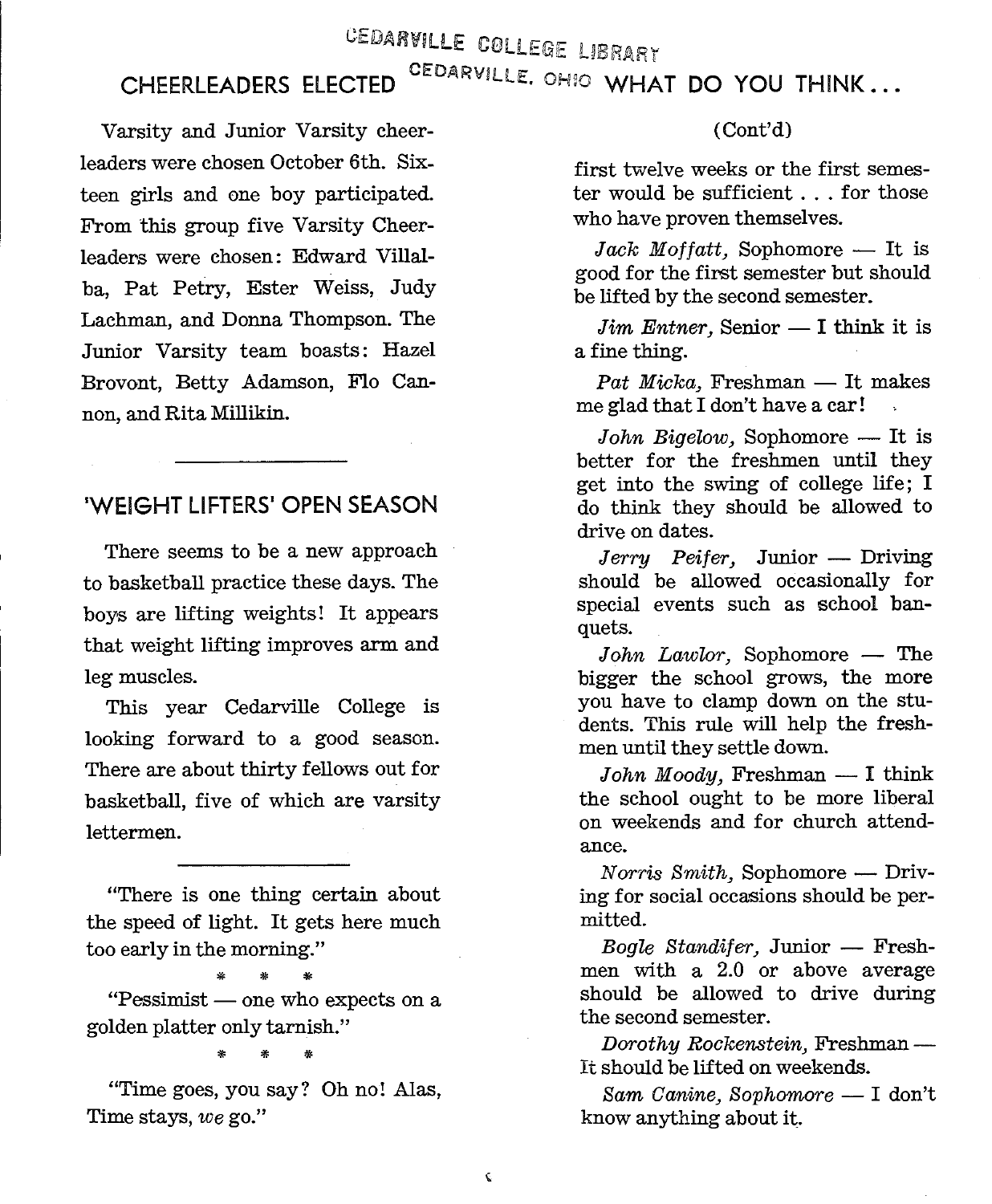CEDARVILLE COLLEGE LIBRARY
CEDARVILLE, OHIO

## CHEERLEADERS ELECTED

Varsity and Junior Varsity cheerleaders were chosen October 6th. Sixteen girls and one boy participated. From this group five Varsity Cheerleaders were chosen: Edward Villalba, Pat Petry, Ester Weiss, Judy Lachman, and Donna Thompson. The Junior Varsity team boasts: Hazel Brovont, Betty Adamson, Flo Cannon, and Rita Millikin.

---

## 'WEIGHT LIFTERS' OPEN SEASON

There seems to be a new approach to basketball practice these days. The boys are lifting weights! It appears that weight lifting improves arm and leg muscles.

This year Cedarville College is looking forward to a good season. There are about thirty fellows out for basketball, five of which are varsity lettermen.

---

"There is one thing certain about the speed of light. It gets here much too early in the morning."

\* \* \*

"Pessimist — one who expects on a golden platter only tarnish."

\* \* \*

"Time goes, you say? Oh no! Alas, Time stays, *we* go."

## WHAT DO YOU THINK...

(Cont'd)

first twelve weeks or the first semester would be sufficient . . . for those who have proven themselves.

*Jack Moffatt,* Sophomore — It is good for the first semester but should be lifted by the second semester.

*Jim Entner,* Senior — I think it is a fine thing.

*Pat Micka,* Freshman — It makes me glad that I don't have a car!

*John Bigelow,* Sophomore — It is better for the freshmen until they get into the swing of college life; I do think they should be allowed to drive on dates.

*Jerry Peifer,* Junior — Driving should be allowed occasionally for special events such as school banquets.

*John Lawlor,* Sophomore — The bigger the school grows, the more you have to clamp down on the students. This rule will help the freshmen until they settle down.

*John Moody,* Freshman — I think the school ought to be more liberal on weekends and for church attendance.

*Norris Smith,* Sophomore — Driving for social occasions should be permitted.

*Bogle Standifer,* Junior — Freshmen with a 2.0 or above average should be allowed to drive during the second semester.

*Dorothy Rockenstein,* Freshman — It should be lifted on weekends.

*Sam Canine, Sophomore* — I don't know anything about it.